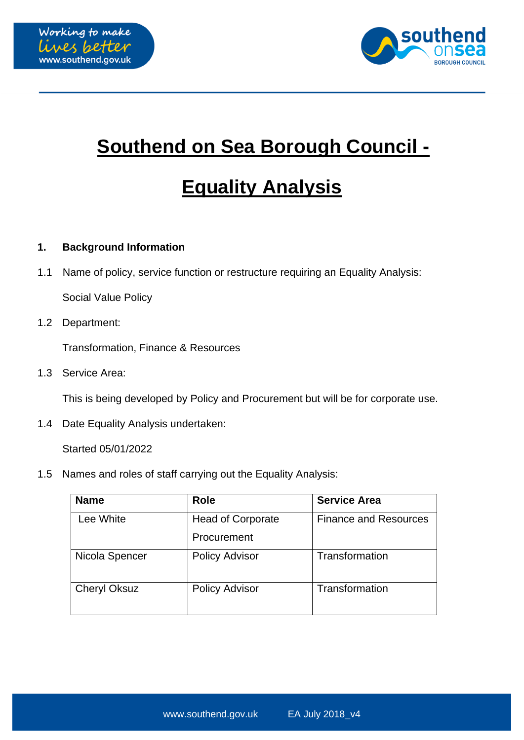# Southend on Sea Borough Council - Equality Analysis

## 1. Background Information

1.1 Name of policy, service function or restructure requiring an Equality Analysis:

Social Value Policy

1.2 Department:

Transformation, Finance & Resources

1.3 Service Area:

This is being developed by Policy and Procurement but will be for corporate use.

1.4 Date Equality Analysis undertaken:

Started 05/01/2022

1.5 Names and roles of staff carrying out the Equality Analysis:

| Name | Role | Service Area |
|---|---|---|
| Lee White | Head of Corporate Procurement | Finance and Resources |
| Nicola Spencer | Policy Advisor | Transformation |
| Cheryl Oksuz | Policy Advisor | Transformation |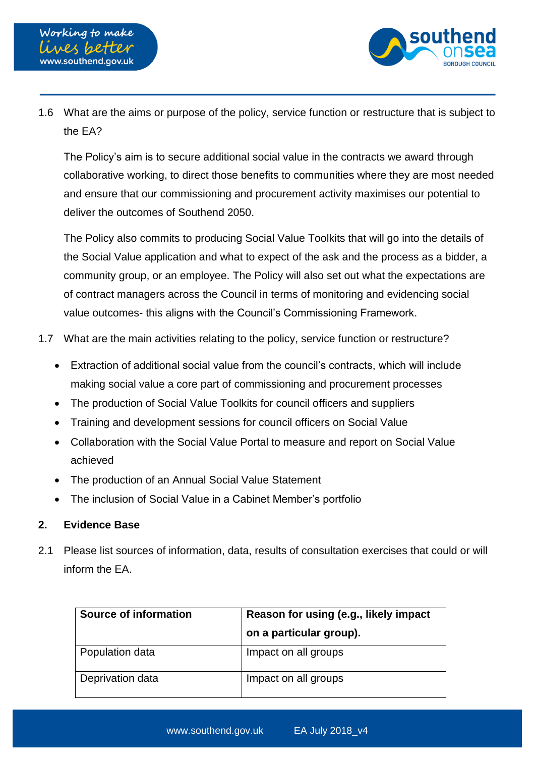1.6 What are the aims or purpose of the policy, service function or restructure that is subject to the EA?

The Policy's aim is to secure additional social value in the contracts we award through collaborative working, to direct those benefits to communities where they are most needed and ensure that our commissioning and procurement activity maximises our potential to deliver the outcomes of Southend 2050.

The Policy also commits to producing Social Value Toolkits that will go into the details of the Social Value application and what to expect of the ask and the process as a bidder, a community group, or an employee. The Policy will also set out what the expectations are of contract managers across the Council in terms of monitoring and evidencing social value outcomes- this aligns with the Council's Commissioning Framework.

1.7 What are the main activities relating to the policy, service function or restructure?

- Extraction of additional social value from the council's contracts, which will include making social value a core part of commissioning and procurement processes
- The production of Social Value Toolkits for council officers and suppliers
- Training and development sessions for council officers on Social Value
- Collaboration with the Social Value Portal to measure and report on Social Value achieved
- The production of an Annual Social Value Statement
- The inclusion of Social Value in a Cabinet Member's portfolio

## 2. Evidence Base

2.1 Please list sources of information, data, results of consultation exercises that could or will inform the EA.

| Source of information | Reason for using (e.g., likely impact on a particular group). |
|---|---|
| Population data | Impact on all groups |
| Deprivation data | Impact on all groups |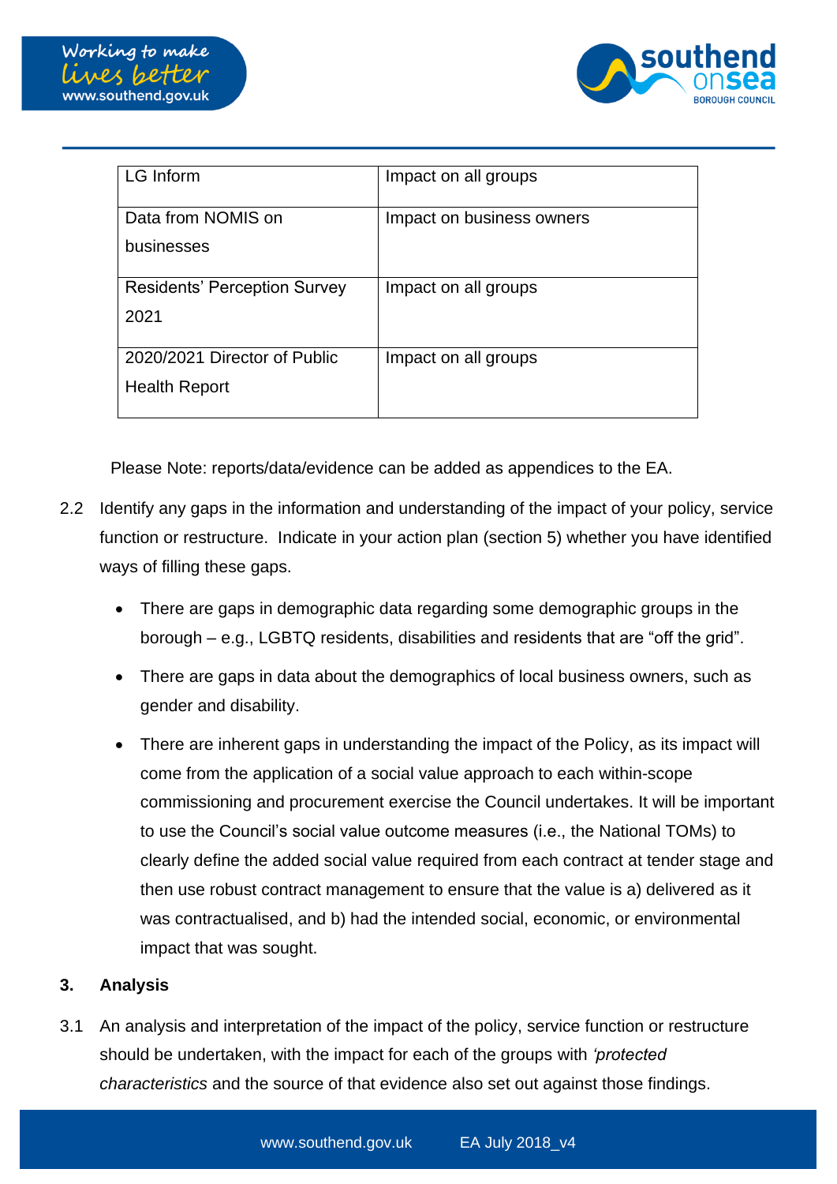| LG Inform | Impact on all groups |
|---|---|
| Data from NOMIS on businesses | Impact on business owners |
| Residents' Perception Survey 2021 | Impact on all groups |
| 2020/2021 Director of Public Health Report | Impact on all groups |

Please Note: reports/data/evidence can be added as appendices to the EA.

2.2 Identify any gaps in the information and understanding of the impact of your policy, service function or restructure. Indicate in your action plan (section 5) whether you have identified ways of filling these gaps.

- There are gaps in demographic data regarding some demographic groups in the borough – e.g., LGBTQ residents, disabilities and residents that are "off the grid".
- There are gaps in data about the demographics of local business owners, such as gender and disability.
- There are inherent gaps in understanding the impact of the Policy, as its impact will come from the application of a social value approach to each within-scope commissioning and procurement exercise the Council undertakes. It will be important to use the Council's social value outcome measures (i.e., the National TOMs) to clearly define the added social value required from each contract at tender stage and then use robust contract management to ensure that the value is a) delivered as it was contractualised, and b) had the intended social, economic, or environmental impact that was sought.

## 3. Analysis

3.1 An analysis and interpretation of the impact of the policy, service function or restructure should be undertaken, with the impact for each of the groups with *'protected characteristics* and the source of that evidence also set out against those findings.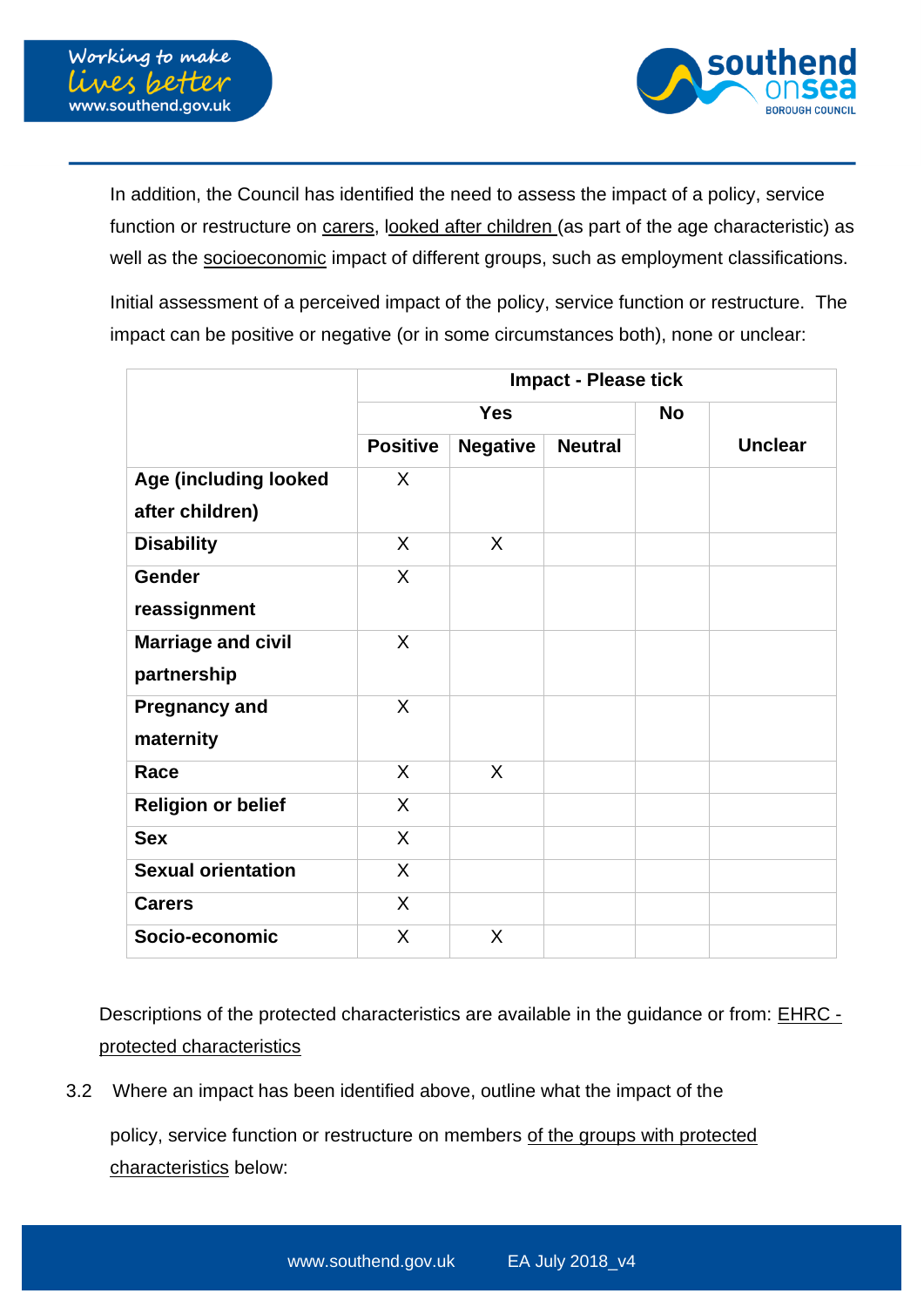In addition, the Council has identified the need to assess the impact of a policy, service function or restructure on carers, looked after children (as part of the age characteristic) as well as the socioeconomic impact of different groups, such as employment classifications.

Initial assessment of a perceived impact of the policy, service function or restructure. The impact can be positive or negative (or in some circumstances both), none or unclear:

| | Impact - Please tick | | | | |
|---|---|---|---|---|---|
| | Yes | | | No | Unclear |
| | Positive | Negative | Neutral | | |
| **Age (including looked after children)** | X | | | | |
| **Disability** | X | X | | | |
| **Gender reassignment** | X | | | | |
| **Marriage and civil partnership** | X | | | | |
| **Pregnancy and maternity** | X | | | | |
| **Race** | X | X | | | |
| **Religion or belief** | X | | | | |
| **Sex** | X | | | | |
| **Sexual orientation** | X | | | | |
| **Carers** | X | | | | |
| **Socio-economic** | X | X | | | |

Descriptions of the protected characteristics are available in the guidance or from: EHRC - protected characteristics

3.2 Where an impact has been identified above, outline what the impact of the policy, service function or restructure on members of the groups with protected characteristics below: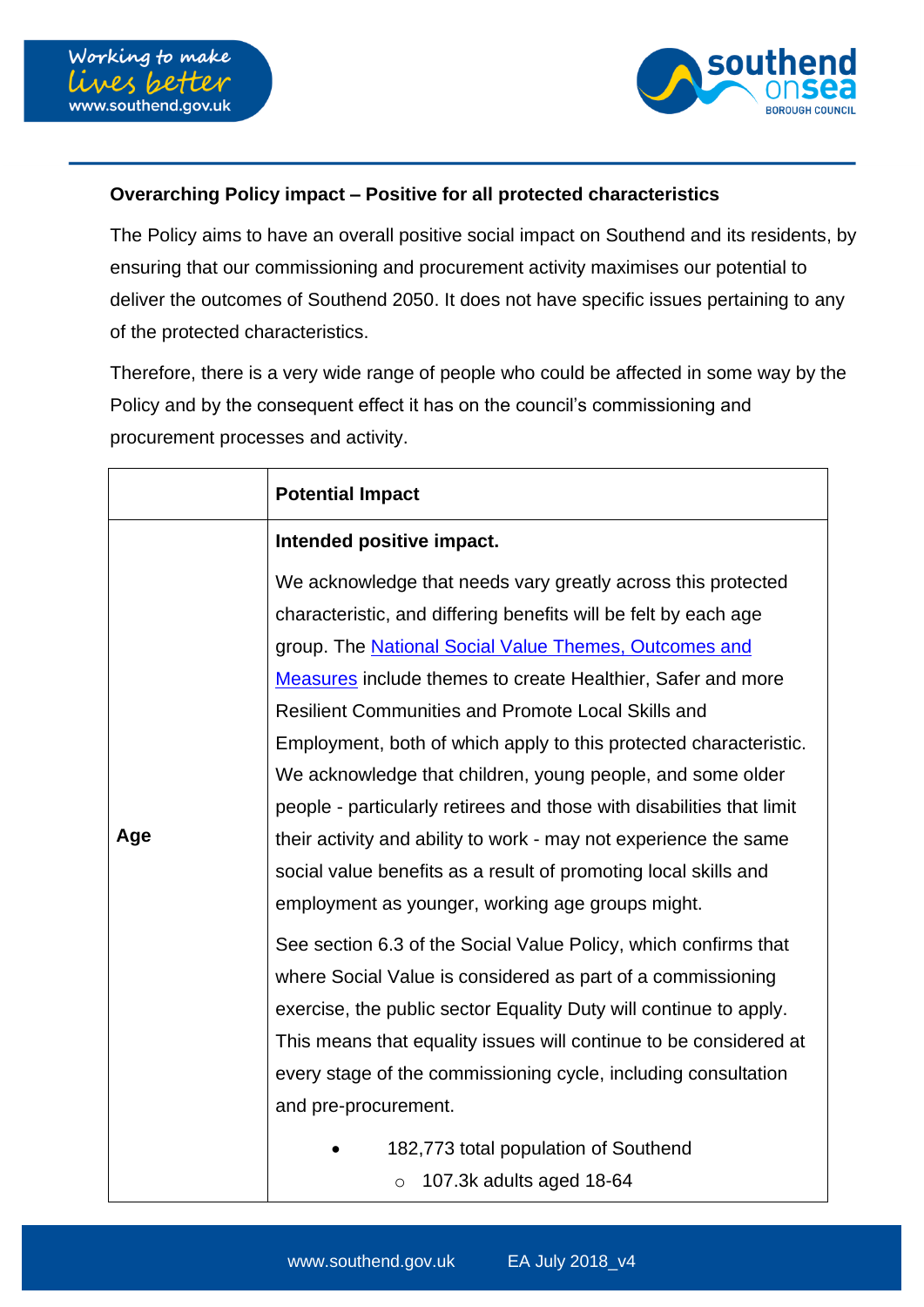**Overarching Policy impact – Positive for all protected characteristics**

The Policy aims to have an overall positive social impact on Southend and its residents, by ensuring that our commissioning and procurement activity maximises our potential to deliver the outcomes of Southend 2050. It does not have specific issues pertaining to any of the protected characteristics.

Therefore, there is a very wide range of people who could be affected in some way by the Policy and by the consequent effect it has on the council's commissioning and procurement processes and activity.

| | **Potential Impact** |
|---|---|
| **Age** | **Intended positive impact.**<br><br>We acknowledge that needs vary greatly across this protected characteristic, and differing benefits will be felt by each age group. The [National Social Value Themes, Outcomes and Measures]() include themes to create Healthier, Safer and more Resilient Communities and Promote Local Skills and Employment, both of which apply to this protected characteristic. We acknowledge that children, young people, and some older people - particularly retirees and those with disabilities that limit their activity and ability to work - may not experience the same social value benefits as a result of promoting local skills and employment as younger, working age groups might.<br><br>See section 6.3 of the Social Value Policy, which confirms that where Social Value is considered as part of a commissioning exercise, the public sector Equality Duty will continue to apply. This means that equality issues will continue to be considered at every stage of the commissioning cycle, including consultation and pre-procurement.<br><br>• 182,773 total population of Southend<br>&nbsp;&nbsp;&nbsp;&nbsp;○ 107.3k adults aged 18-64 |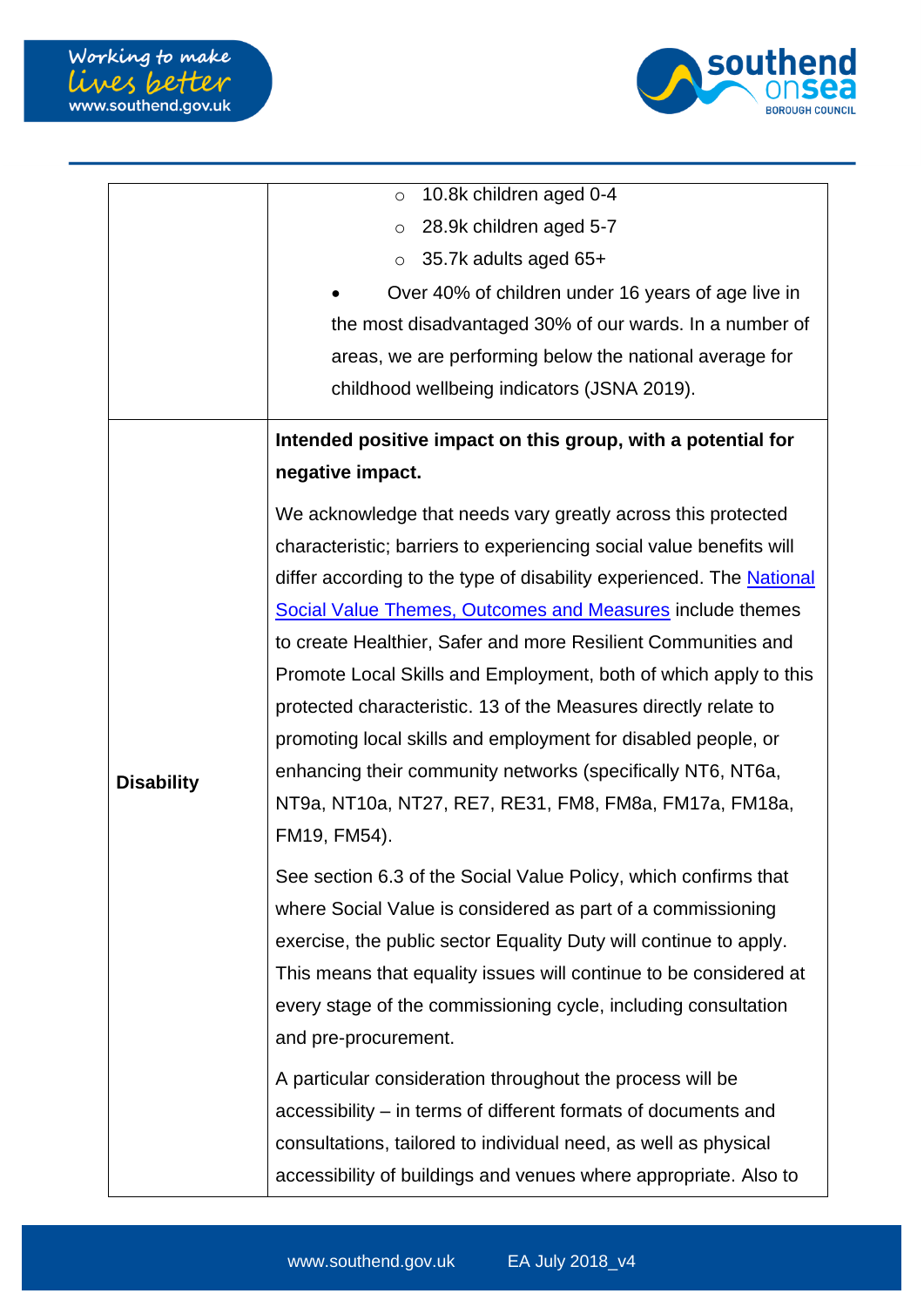| | |
|---|---|
| | <ul><li>10.8k children aged 0-4</li><li>28.9k children aged 5-7</li><li>35.7k adults aged 65+</li></ul><ul><li>Over 40% of children under 16 years of age live in the most disadvantaged 30% of our wards. In a number of areas, we are performing below the national average for childhood wellbeing indicators (JSNA 2019).</li></ul> |
| **Disability** | **Intended positive impact on this group, with a potential for negative impact.**<br><br>We acknowledge that needs vary greatly across this protected characteristic; barriers to experiencing social value benefits will differ according to the type of disability experienced. The National Social Value Themes, Outcomes and Measures include themes to create Healthier, Safer and more Resilient Communities and Promote Local Skills and Employment, both of which apply to this protected characteristic. 13 of the Measures directly relate to promoting local skills and employment for disabled people, or enhancing their community networks (specifically NT6, NT6a, NT9a, NT10a, NT27, RE7, RE31, FM8, FM8a, FM17a, FM18a, FM19, FM54).<br><br>See section 6.3 of the Social Value Policy, which confirms that where Social Value is considered as part of a commissioning exercise, the public sector Equality Duty will continue to apply. This means that equality issues will continue to be considered at every stage of the commissioning cycle, including consultation and pre-procurement.<br><br>A particular consideration throughout the process will be accessibility – in terms of different formats of documents and consultations, tailored to individual need, as well as physical accessibility of buildings and venues where appropriate. Also to |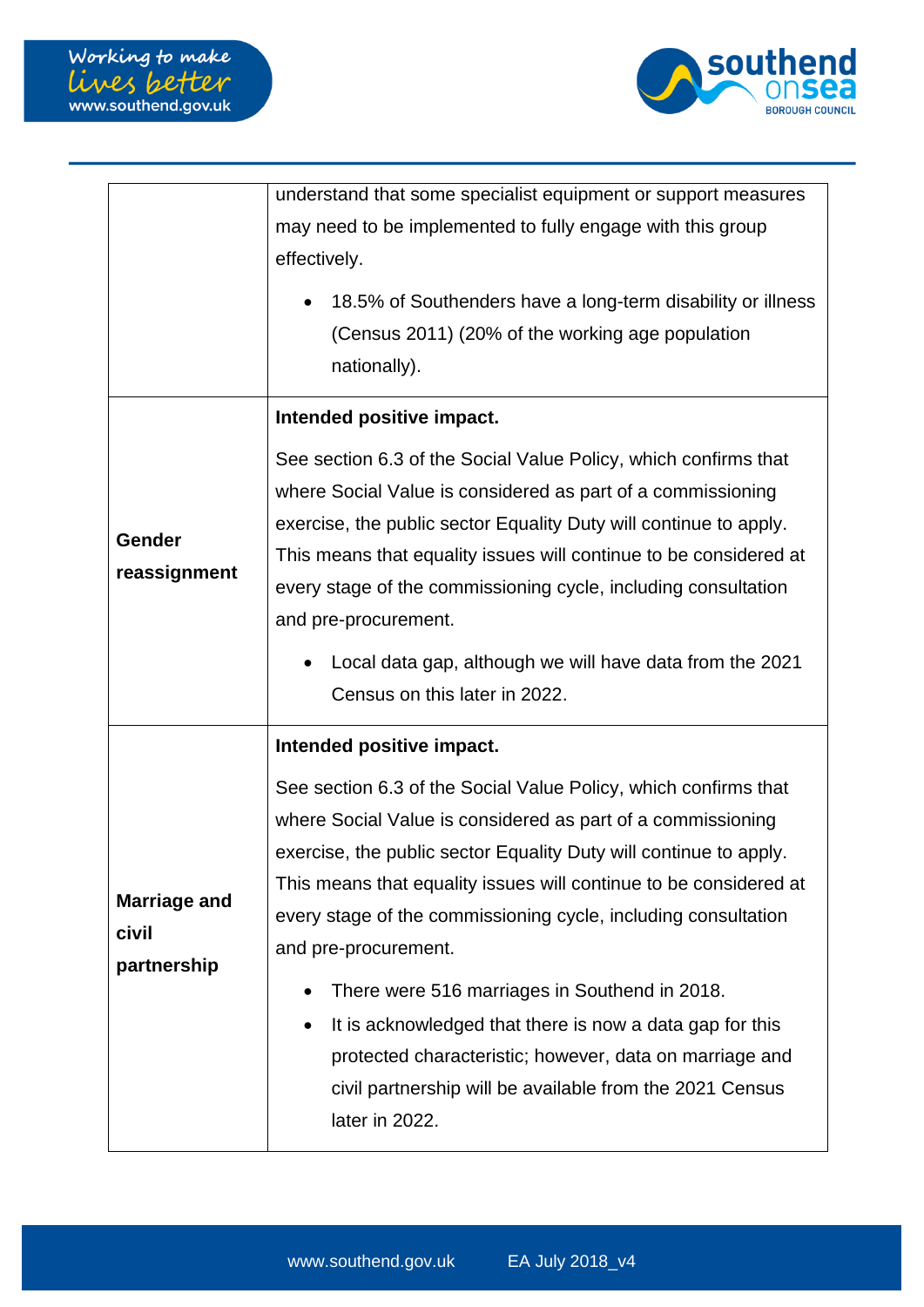| | |
|---|---|
| | understand that some specialist equipment or support measures may need to be implemented to fully engage with this group effectively.<br><br>• 18.5% of Southenders have a long-term disability or illness (Census 2011) (20% of the working age population nationally). |
| **Gender reassignment** | **Intended positive impact.**<br><br>See section 6.3 of the Social Value Policy, which confirms that where Social Value is considered as part of a commissioning exercise, the public sector Equality Duty will continue to apply. This means that equality issues will continue to be considered at every stage of the commissioning cycle, including consultation and pre-procurement.<br><br>• Local data gap, although we will have data from the 2021 Census on this later in 2022. |
| **Marriage and civil partnership** | **Intended positive impact.**<br><br>See section 6.3 of the Social Value Policy, which confirms that where Social Value is considered as part of a commissioning exercise, the public sector Equality Duty will continue to apply. This means that equality issues will continue to be considered at every stage of the commissioning cycle, including consultation and pre-procurement.<br><br>• There were 516 marriages in Southend in 2018.<br>• It is acknowledged that there is now a data gap for this protected characteristic; however, data on marriage and civil partnership will be available from the 2021 Census later in 2022. |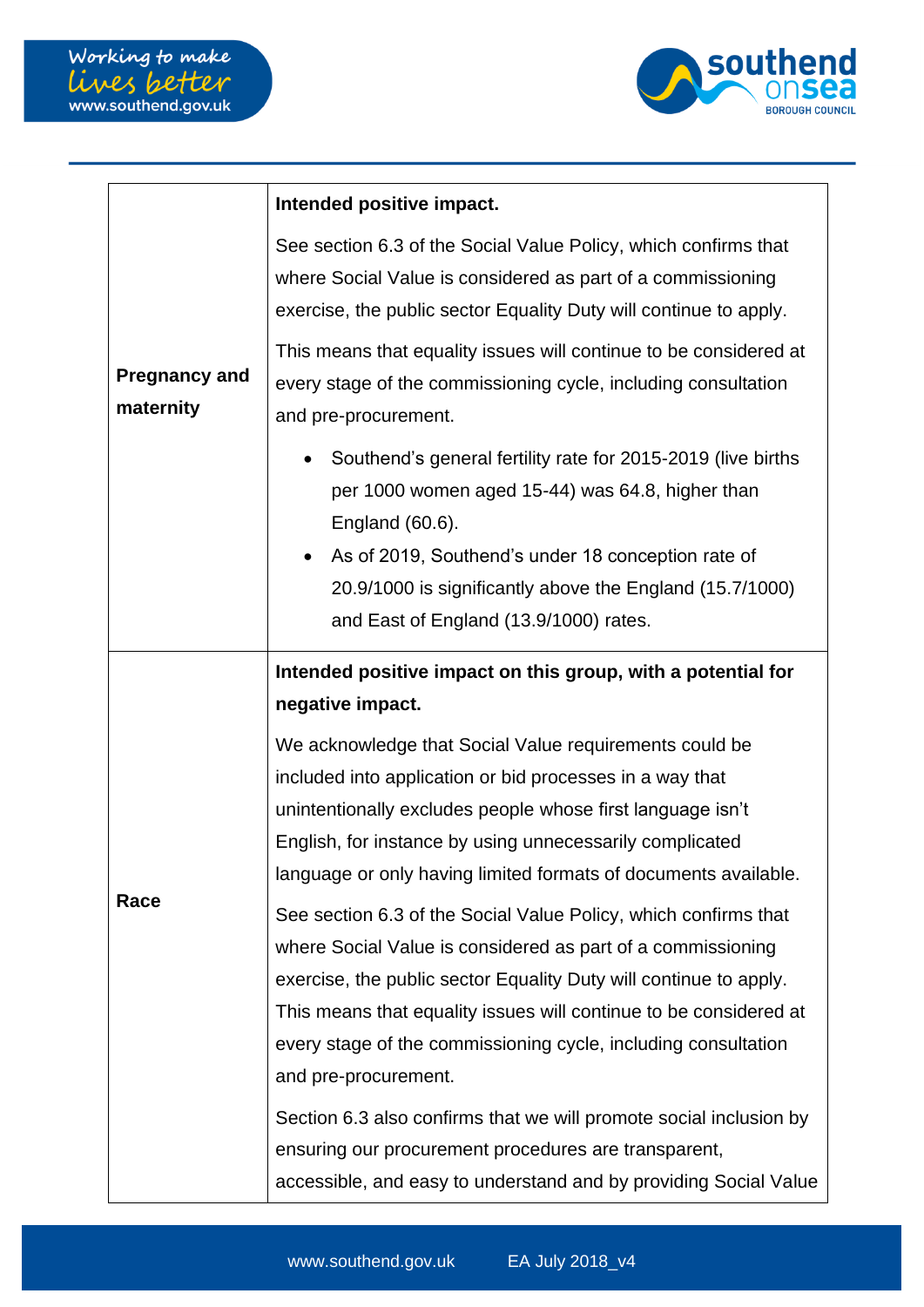| | |
|---|---|
| **Pregnancy and maternity** | **Intended positive impact.**<br><br>See section 6.3 of the Social Value Policy, which confirms that where Social Value is considered as part of a commissioning exercise, the public sector Equality Duty will continue to apply.<br><br>This means that equality issues will continue to be considered at every stage of the commissioning cycle, including consultation and pre-procurement.<br><br>• Southend's general fertility rate for 2015-2019 (live births per 1000 women aged 15-44) was 64.8, higher than England (60.6).<br>• As of 2019, Southend's under 18 conception rate of 20.9/1000 is significantly above the England (15.7/1000) and East of England (13.9/1000) rates. |
| **Race** | **Intended positive impact on this group, with a potential for negative impact.**<br><br>We acknowledge that Social Value requirements could be included into application or bid processes in a way that unintentionally excludes people whose first language isn't English, for instance by using unnecessarily complicated language or only having limited formats of documents available.<br><br>See section 6.3 of the Social Value Policy, which confirms that where Social Value is considered as part of a commissioning exercise, the public sector Equality Duty will continue to apply. This means that equality issues will continue to be considered at every stage of the commissioning cycle, including consultation and pre-procurement.<br><br>Section 6.3 also confirms that we will promote social inclusion by ensuring our procurement procedures are transparent, accessible, and easy to understand and by providing Social Value |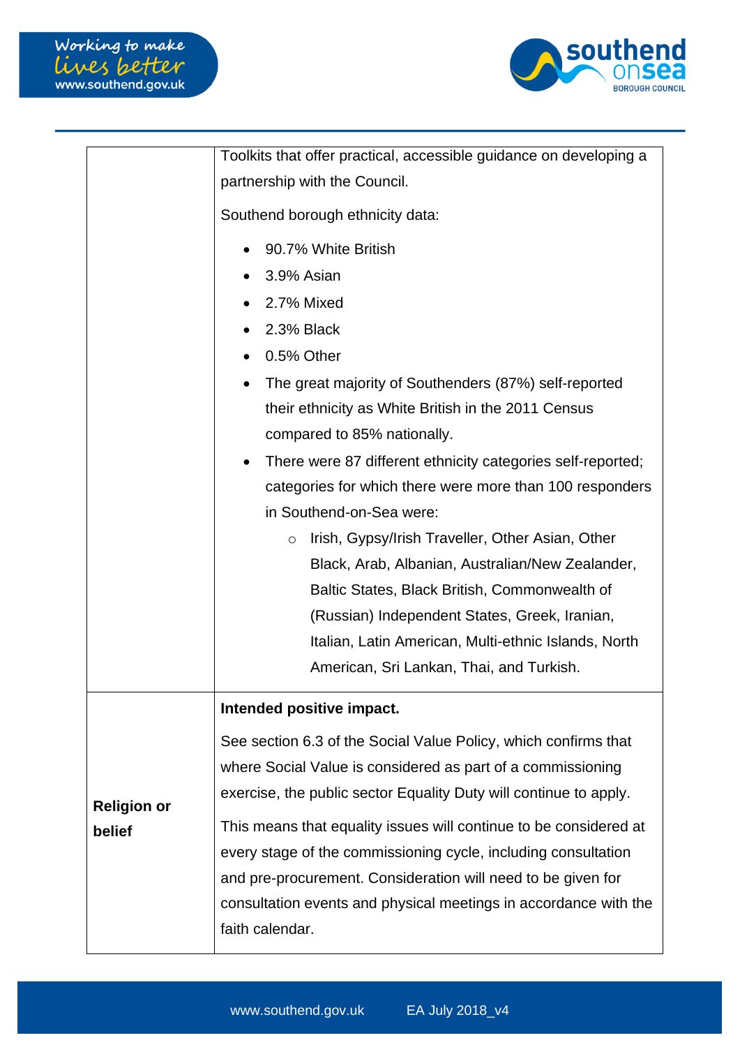| | |
|---|---|
| | Toolkits that offer practical, accessible guidance on developing a partnership with the Council.<br><br>Southend borough ethnicity data:<br><br>• 90.7% White British<br>• 3.9% Asian<br>• 2.7% Mixed<br>• 2.3% Black<br>• 0.5% Other<br>• The great majority of Southenders (87%) self-reported their ethnicity as White British in the 2011 Census compared to 85% nationally.<br>• There were 87 different ethnicity categories self-reported; categories for which there were more than 100 responders in Southend-on-Sea were:<br>&nbsp;&nbsp;&nbsp;&nbsp;○ Irish, Gypsy/Irish Traveller, Other Asian, Other Black, Arab, Albanian, Australian/New Zealander, Baltic States, Black British, Commonwealth of (Russian) Independent States, Greek, Iranian, Italian, Latin American, Multi-ethnic Islands, North American, Sri Lankan, Thai, and Turkish. |
| **Religion or belief** | **Intended positive impact.**<br><br>See section 6.3 of the Social Value Policy, which confirms that where Social Value is considered as part of a commissioning exercise, the public sector Equality Duty will continue to apply.<br><br>This means that equality issues will continue to be considered at every stage of the commissioning cycle, including consultation and pre-procurement. Consideration will need to be given for consultation events and physical meetings in accordance with the faith calendar. |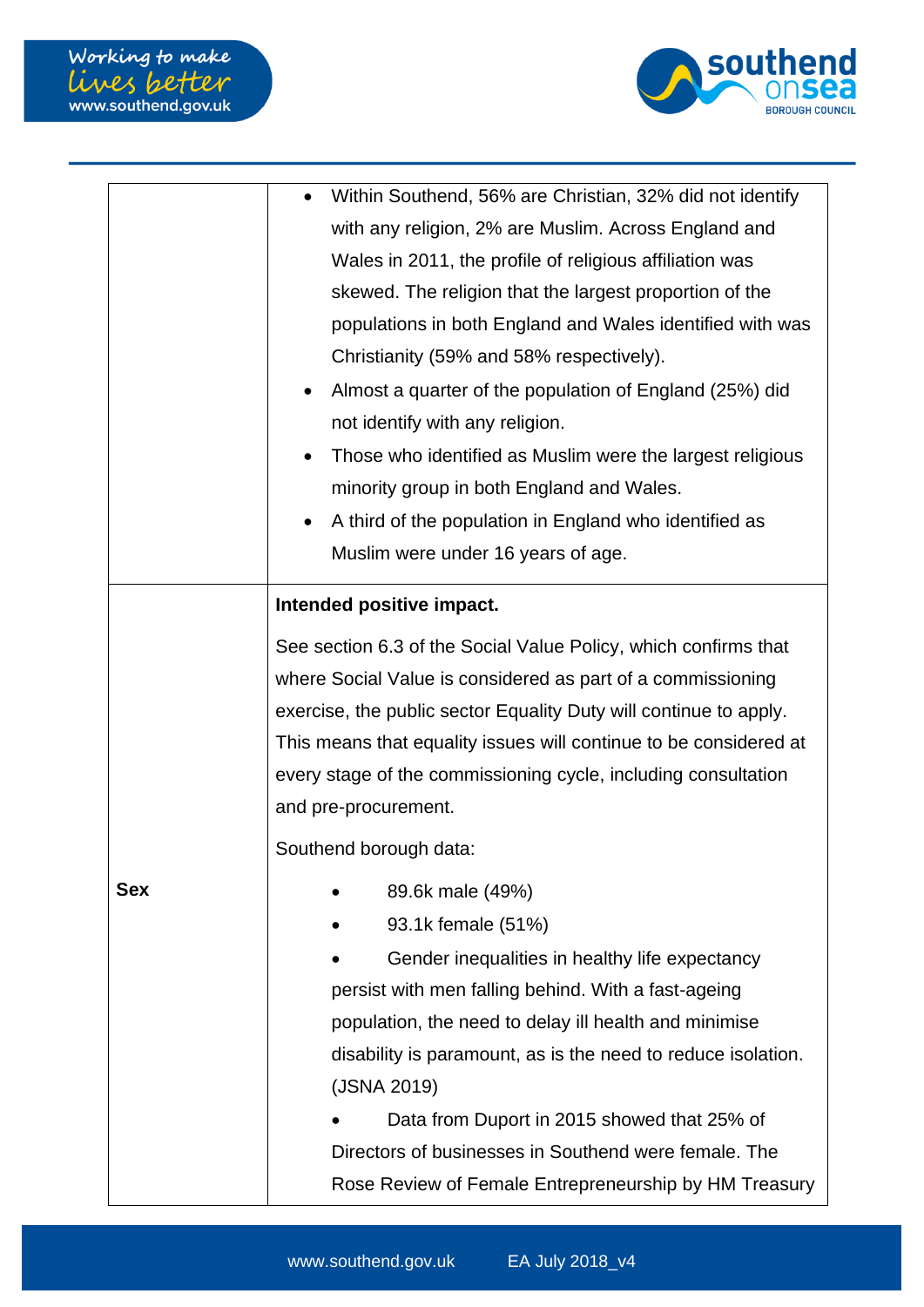|  |  |
|---|---|
|  | • Within Southend, 56% are Christian, 32% did not identify with any religion, 2% are Muslim. Across England and Wales in 2011, the profile of religious affiliation was skewed. The religion that the largest proportion of the populations in both England and Wales identified with was Christianity (59% and 58% respectively).<br>• Almost a quarter of the population of England (25%) did not identify with any religion.<br>• Those who identified as Muslim were the largest religious minority group in both England and Wales.<br>• A third of the population in England who identified as Muslim were under 16 years of age. |
| **Sex** | **Intended positive impact.**<br><br>See section 6.3 of the Social Value Policy, which confirms that where Social Value is considered as part of a commissioning exercise, the public sector Equality Duty will continue to apply. This means that equality issues will continue to be considered at every stage of the commissioning cycle, including consultation and pre-procurement.<br><br>Southend borough data:<br>• 89.6k male (49%)<br>• 93.1k female (51%)<br>• Gender inequalities in healthy life expectancy persist with men falling behind. With a fast-ageing population, the need to delay ill health and minimise disability is paramount, as is the need to reduce isolation. (JSNA 2019)<br>• Data from Duport in 2015 showed that 25% of Directors of businesses in Southend were female. The Rose Review of Female Entrepreneurship by HM Treasury |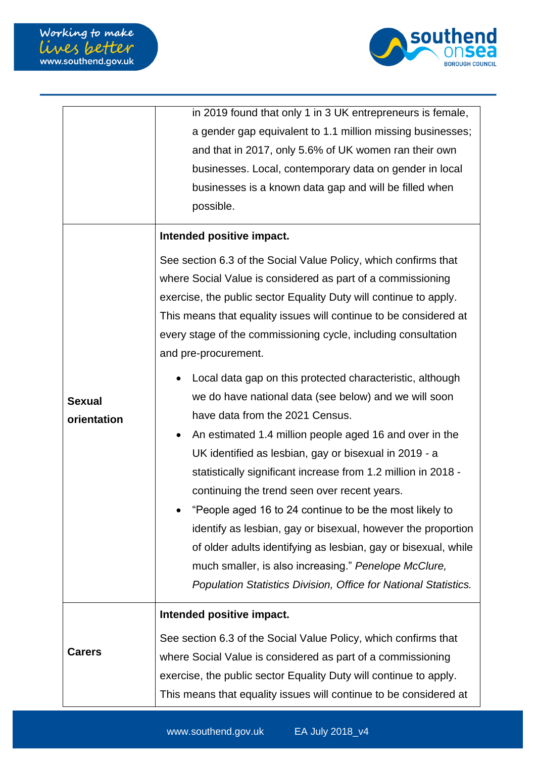| | |
|---|---|
| | in 2019 found that only 1 in 3 UK entrepreneurs is female, a gender gap equivalent to 1.1 million missing businesses; and that in 2017, only 5.6% of UK women ran their own businesses. Local, contemporary data on gender in local businesses is a known data gap and will be filled when possible. |
| **Sexual orientation** | **Intended positive impact.**<br><br>See section 6.3 of the Social Value Policy, which confirms that where Social Value is considered as part of a commissioning exercise, the public sector Equality Duty will continue to apply. This means that equality issues will continue to be considered at every stage of the commissioning cycle, including consultation and pre-procurement.<br><br>• Local data gap on this protected characteristic, although we do have national data (see below) and we will soon have data from the 2021 Census.<br>• An estimated 1.4 million people aged 16 and over in the UK identified as lesbian, gay or bisexual in 2019 - a statistically significant increase from 1.2 million in 2018 - continuing the trend seen over recent years.<br>• “People aged 16 to 24 continue to be the most likely to identify as lesbian, gay or bisexual, however the proportion of older adults identifying as lesbian, gay or bisexual, while much smaller, is also increasing.” *Penelope McClure, Population Statistics Division, Office for National Statistics.* |
| **Carers** | **Intended positive impact.**<br><br>See section 6.3 of the Social Value Policy, which confirms that where Social Value is considered as part of a commissioning exercise, the public sector Equality Duty will continue to apply. This means that equality issues will continue to be considered at |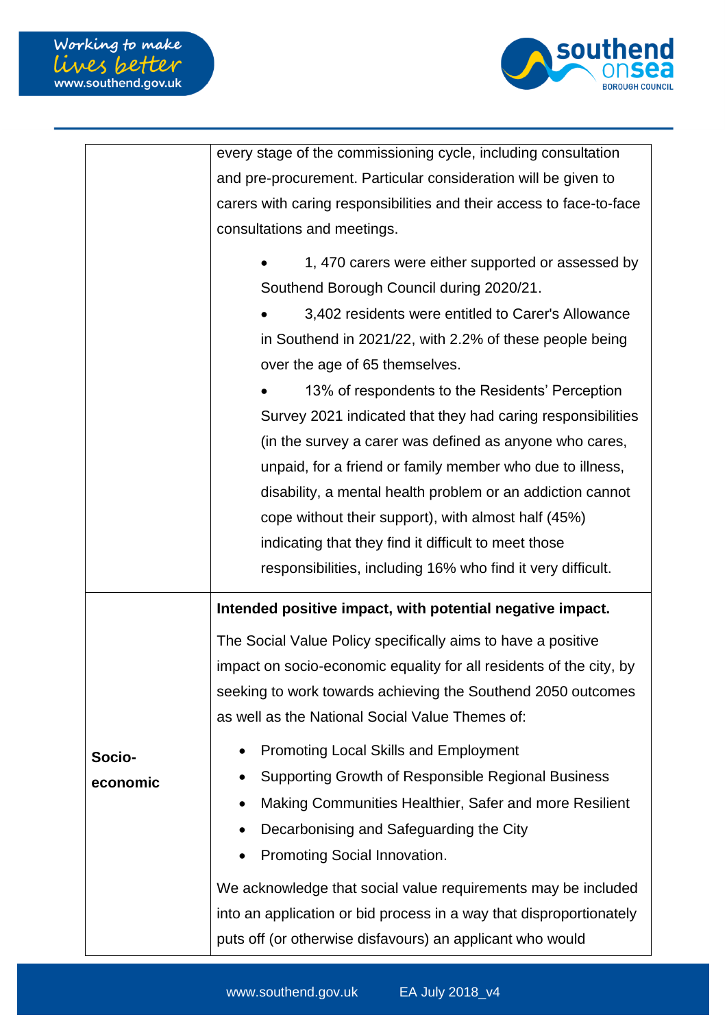| | |
|---|---|
| | every stage of the commissioning cycle, including consultation and pre-procurement. Particular consideration will be given to carers with caring responsibilities and their access to face-to-face consultations and meetings.<br><br>• 1, 470 carers were either supported or assessed by Southend Borough Council during 2020/21.<br>• 3,402 residents were entitled to Carer's Allowance in Southend in 2021/22, with 2.2% of these people being over the age of 65 themselves.<br>• 13% of respondents to the Residents' Perception Survey 2021 indicated that they had caring responsibilities (in the survey a carer was defined as anyone who cares, unpaid, for a friend or family member who due to illness, disability, a mental health problem or an addiction cannot cope without their support), with almost half (45%) indicating that they find it difficult to meet those responsibilities, including 16% who find it very difficult. |
| **Socio-economic** | **Intended positive impact, with potential negative impact.**<br><br>The Social Value Policy specifically aims to have a positive impact on socio-economic equality for all residents of the city, by seeking to work towards achieving the Southend 2050 outcomes as well as the National Social Value Themes of:<br><br>• Promoting Local Skills and Employment<br>• Supporting Growth of Responsible Regional Business<br>• Making Communities Healthier, Safer and more Resilient<br>• Decarbonising and Safeguarding the City<br>• Promoting Social Innovation.<br><br>We acknowledge that social value requirements may be included into an application or bid process in a way that disproportionately puts off (or otherwise disfavours) an applicant who would |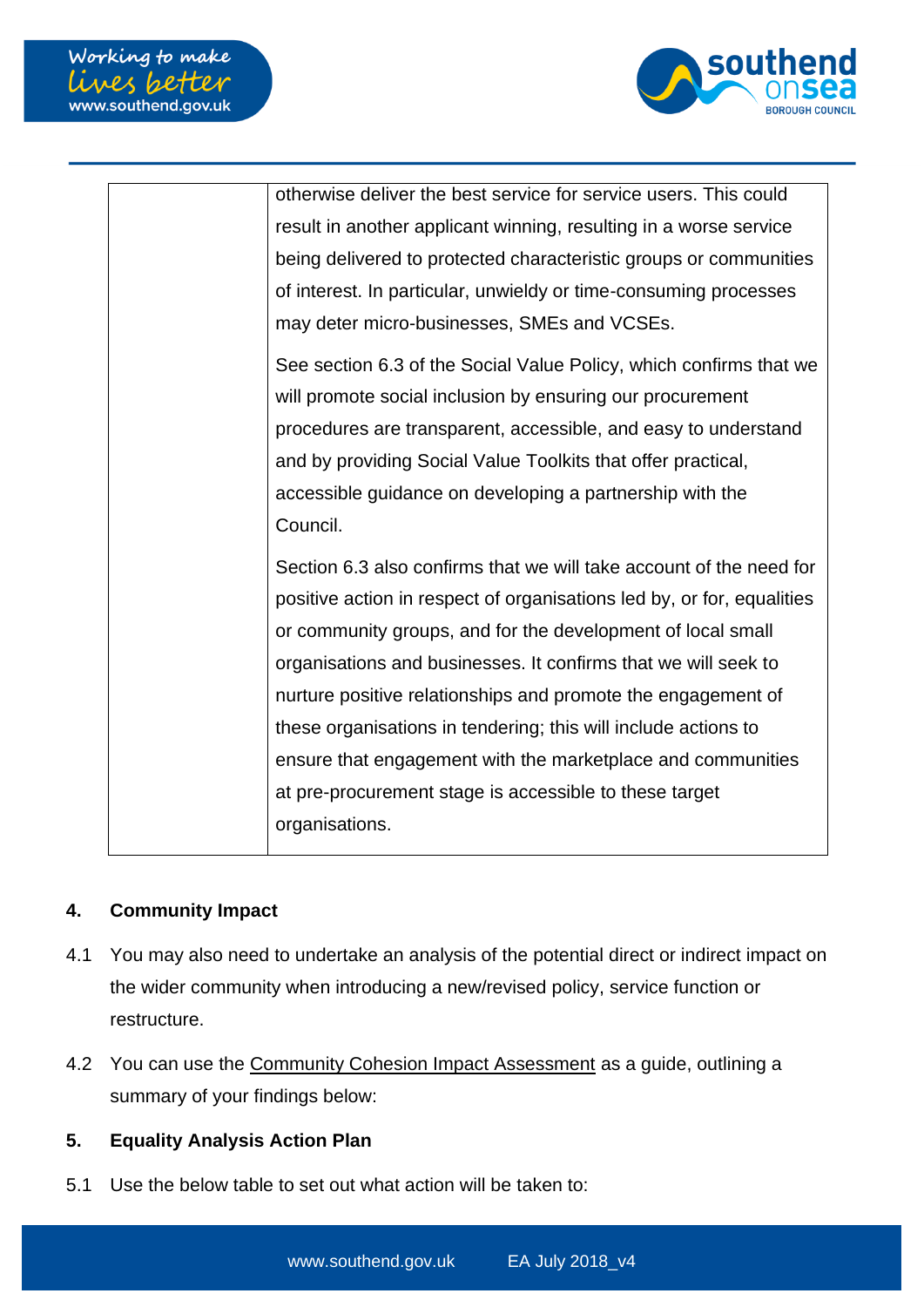| | |
|---|---|
| | otherwise deliver the best service for service users. This could result in another applicant winning, resulting in a worse service being delivered to protected characteristic groups or communities of interest. In particular, unwieldy or time-consuming processes may deter micro-businesses, SMEs and VCSEs.<br><br>See section 6.3 of the Social Value Policy, which confirms that we will promote social inclusion by ensuring our procurement procedures are transparent, accessible, and easy to understand and by providing Social Value Toolkits that offer practical, accessible guidance on developing a partnership with the Council.<br><br>Section 6.3 also confirms that we will take account of the need for positive action in respect of organisations led by, or for, equalities or community groups, and for the development of local small organisations and businesses. It confirms that we will seek to nurture positive relationships and promote the engagement of these organisations in tendering; this will include actions to ensure that engagement with the marketplace and communities at pre-procurement stage is accessible to these target organisations. |

## 4. Community Impact

4.1 You may also need to undertake an analysis of the potential direct or indirect impact on the wider community when introducing a new/revised policy, service function or restructure.

4.2 You can use the Community Cohesion Impact Assessment as a guide, outlining a summary of your findings below:

## 5. Equality Analysis Action Plan

5.1 Use the below table to set out what action will be taken to: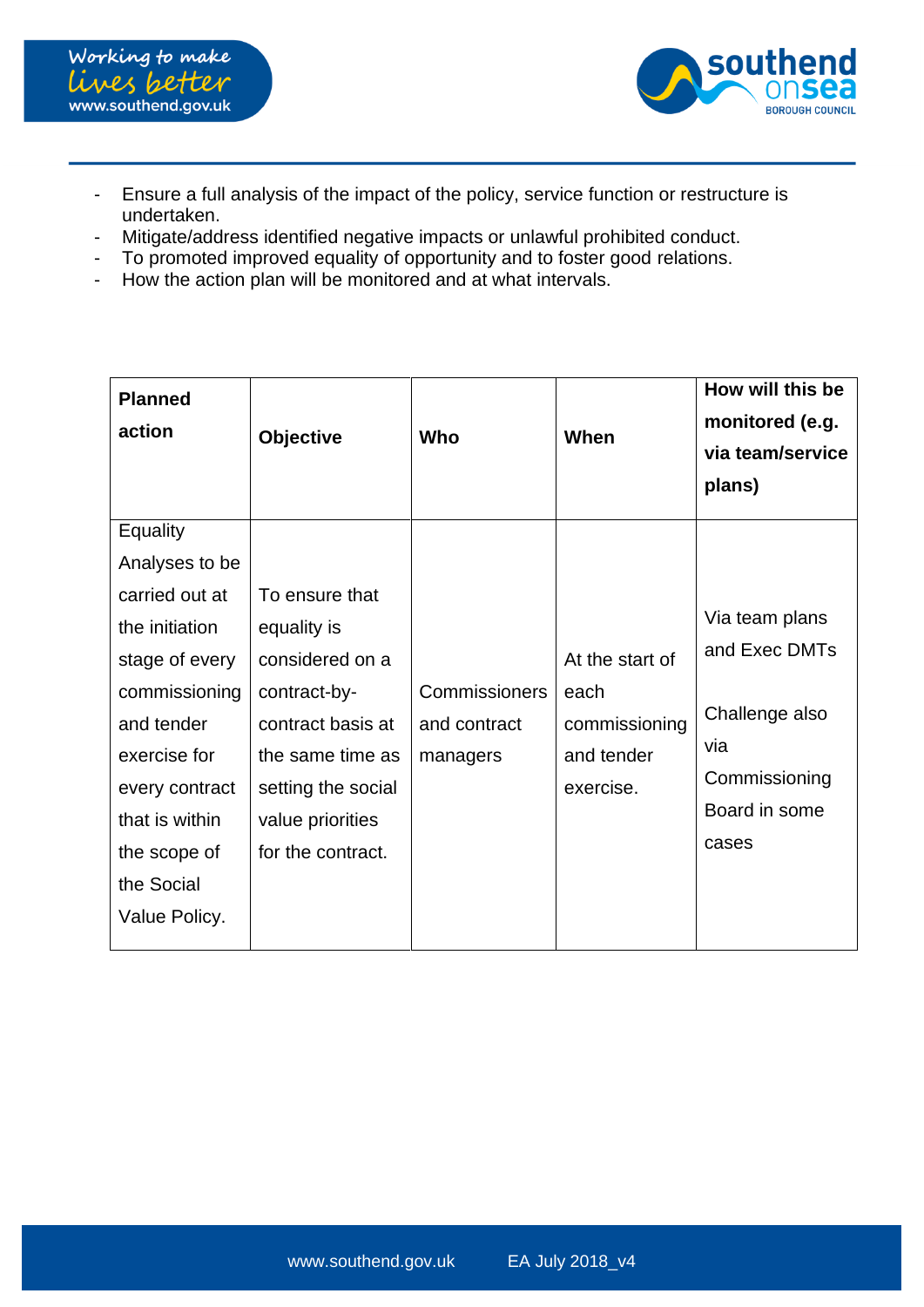- Ensure a full analysis of the impact of the policy, service function or restructure is undertaken.
- Mitigate/address identified negative impacts or unlawful prohibited conduct.
- To promoted improved equality of opportunity and to foster good relations.
- How the action plan will be monitored and at what intervals.

| Planned action | Objective | Who | When | How will this be monitored (e.g. via team/service plans) |
|---|---|---|---|---|
| Equality Analyses to be carried out at the initiation stage of every commissioning and tender exercise for every contract that is within the scope of the Social Value Policy. | To ensure that equality is considered on a contract-by-contract basis at the same time as setting the social value priorities for the contract. | Commissioners and contract managers | At the start of each commissioning and tender exercise. | Via team plans and Exec DMTs<br><br>Challenge also via Commissioning Board in some cases |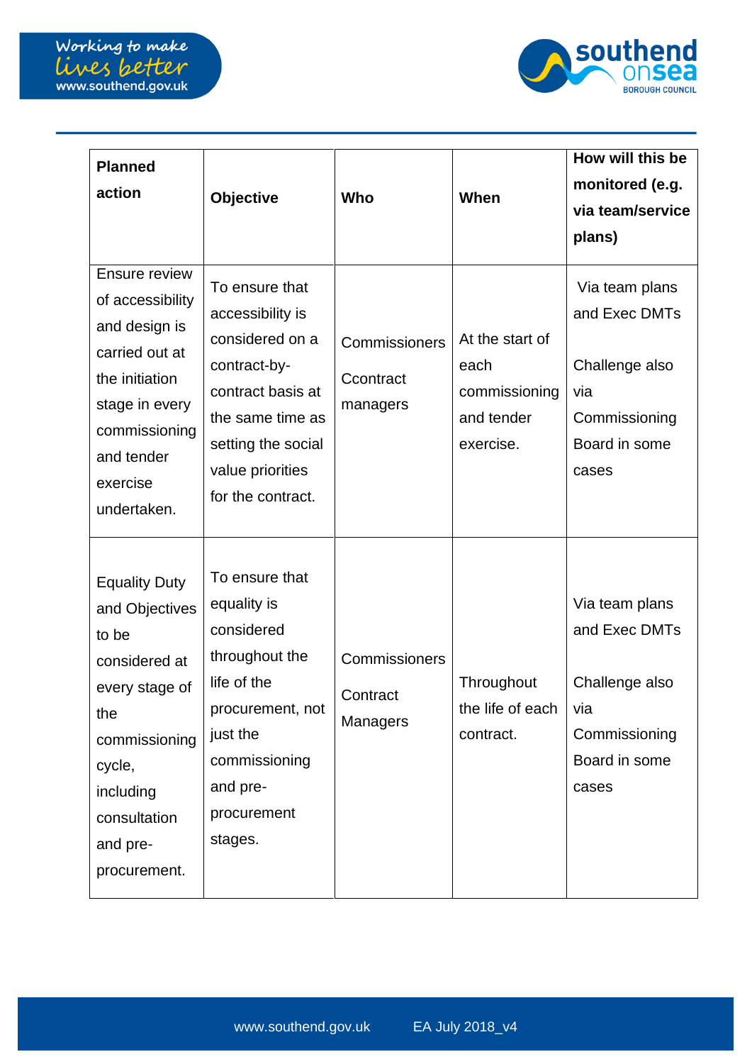| Planned action | Objective | Who | When | How will this be monitored (e.g. via team/service plans) |
|---|---|---|---|---|
| Ensure review of accessibility and design is carried out at the initiation stage in every commissioning and tender exercise undertaken. | To ensure that accessibility is considered on a contract-by-contract basis at the same time as setting the social value priorities for the contract. | Commissioners Ccontract managers | At the start of each commissioning and tender exercise. | Via team plans and Exec DMTs Challenge also via Commissioning Board in some cases |
| Equality Duty and Objectives to be considered at every stage of the commissioning cycle, including consultation and pre-procurement. | To ensure that equality is considered throughout the life of the procurement, not just the commissioning and pre-procurement stages. | Commissioners Contract Managers | Throughout the life of each contract. | Via team plans and Exec DMTs Challenge also via Commissioning Board in some cases |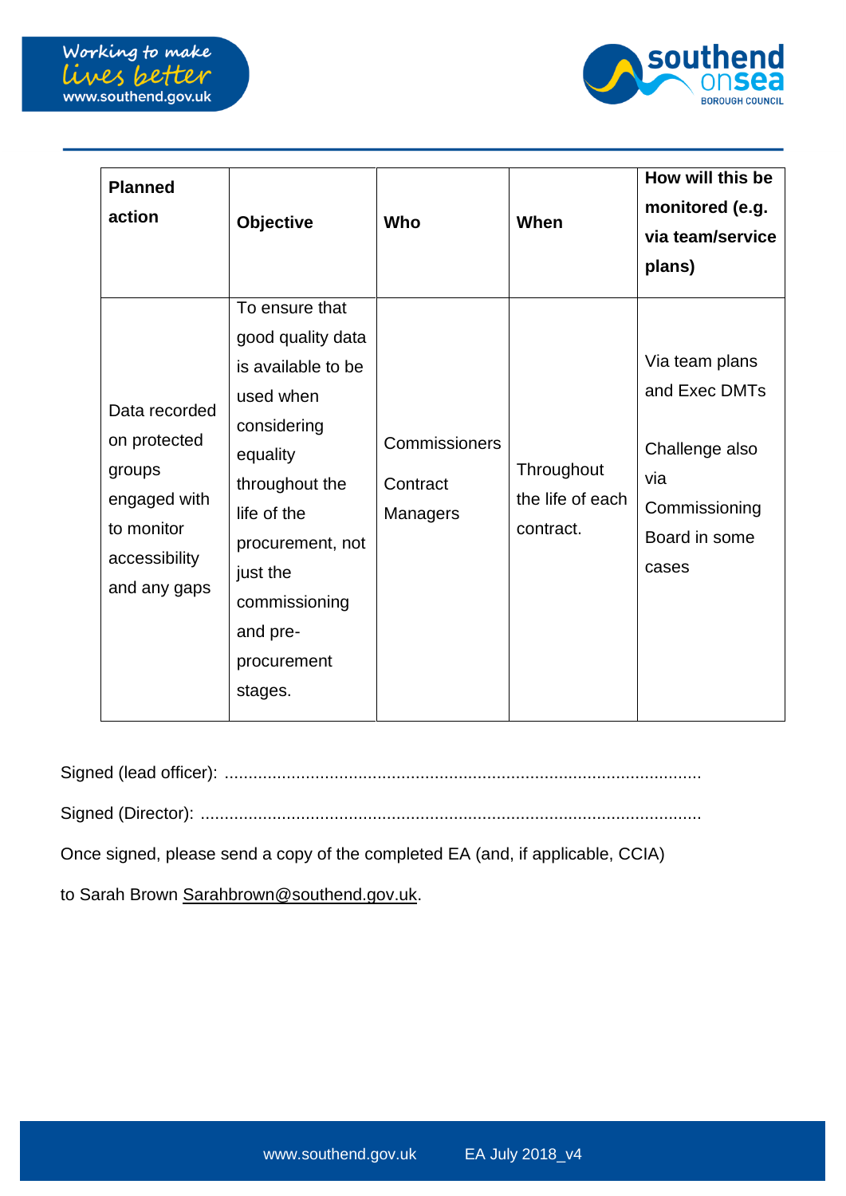| Planned action | Objective | Who | When | How will this be monitored (e.g. via team/service plans) |
|---|---|---|---|---|
| Data recorded on protected groups engaged with to monitor accessibility and any gaps | To ensure that good quality data is available to be used when considering equality throughout the life of the procurement, not just the commissioning and pre-procurement stages. | Commissioners<br><br>Contract Managers | Throughout the life of each contract. | Via team plans and Exec DMTs<br><br>Challenge also via Commissioning Board in some cases |

Signed (lead officer): ...................................................................................................

Signed (Director): .......................................................................................................

Once signed, please send a copy of the completed EA (and, if applicable, CCIA) to Sarah Brown Sarahbrown@southend.gov.uk.